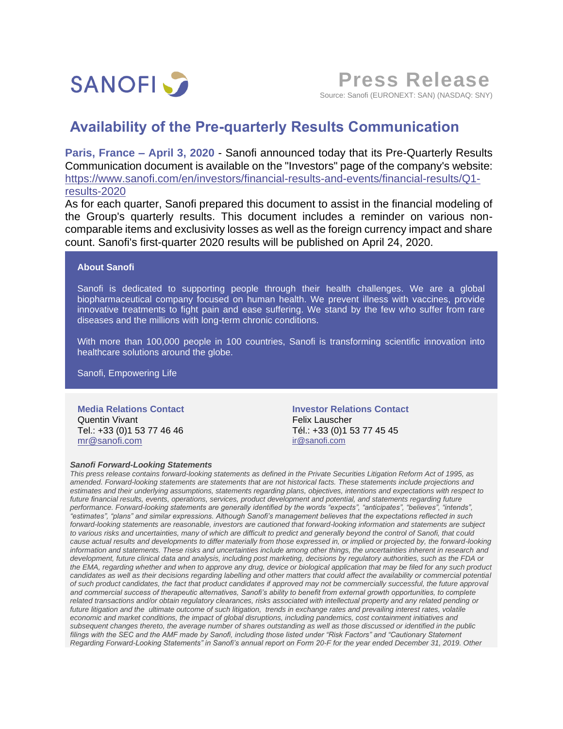SANOFI

**Press Release**

Source: Sanofi (EURONEXT: SAN) (NASDAQ: SNY)

# Availability of the Pre-quarterly Results Communication

**Paris, France – April 3, 2020** - Sanofi announced today that its Pre-Quarterly Results Communication document is available on the "Investors" page of the company's website: https://www.sanofi.com/en/investors/financial-results-and-events/financial-results/Q1-results-2020

As for each quarter, Sanofi prepared this document to assist in the financial modeling of the Group's quarterly results. This document includes a reminder on various non-comparable items and exclusivity losses as well as the foreign currency impact and share count. Sanofi's first-quarter 2020 results will be published on April 24, 2020.

**About Sanofi**

Sanofi is dedicated to supporting people through their health challenges. We are a global biopharmaceutical company focused on human health. We prevent illness with vaccines, provide innovative treatments to fight pain and ease suffering. We stand by the few who suffer from rare diseases and the millions with long-term chronic conditions.

With more than 100,000 people in 100 countries, Sanofi is transforming scientific innovation into healthcare solutions around the globe.

Sanofi, Empowering Life

**Media Relations Contact**
Quentin Vivant
Tel.: +33 (0)1 53 77 46 46
mr@sanofi.com

**Investor Relations Contact**
Felix Lauscher
Tél.: +33 (0)1 53 77 45 45
ir@sanofi.com

***Sanofi Forward-Looking Statements***

*This press release contains forward-looking statements as defined in the Private Securities Litigation Reform Act of 1995, as amended. Forward-looking statements are statements that are not historical facts. These statements include projections and estimates and their underlying assumptions, statements regarding plans, objectives, intentions and expectations with respect to future financial results, events, operations, services, product development and potential, and statements regarding future performance. Forward-looking statements are generally identified by the words "expects", "anticipates", "believes", "intends", "estimates", "plans" and similar expressions. Although Sanofi's management believes that the expectations reflected in such forward-looking statements are reasonable, investors are cautioned that forward-looking information and statements are subject to various risks and uncertainties, many of which are difficult to predict and generally beyond the control of Sanofi, that could cause actual results and developments to differ materially from those expressed in, or implied or projected by, the forward-looking information and statements. These risks and uncertainties include among other things, the uncertainties inherent in research and development, future clinical data and analysis, including post marketing, decisions by regulatory authorities, such as the FDA or the EMA, regarding whether and when to approve any drug, device or biological application that may be filed for any such product candidates as well as their decisions regarding labelling and other matters that could affect the availability or commercial potential of such product candidates, the fact that product candidates if approved may not be commercially successful, the future approval and commercial success of therapeutic alternatives, Sanofi's ability to benefit from external growth opportunities, to complete related transactions and/or obtain regulatory clearances, risks associated with intellectual property and any related pending or future litigation and the ultimate outcome of such litigation, trends in exchange rates and prevailing interest rates, volatile economic and market conditions, the impact of global disruptions, including pandemics, cost containment initiatives and subsequent changes thereto, the average number of shares outstanding as well as those discussed or identified in the public filings with the SEC and the AMF made by Sanofi, including those listed under "Risk Factors" and "Cautionary Statement Regarding Forward-Looking Statements" in Sanofi's annual report on Form 20-F for the year ended December 31, 2019. Other*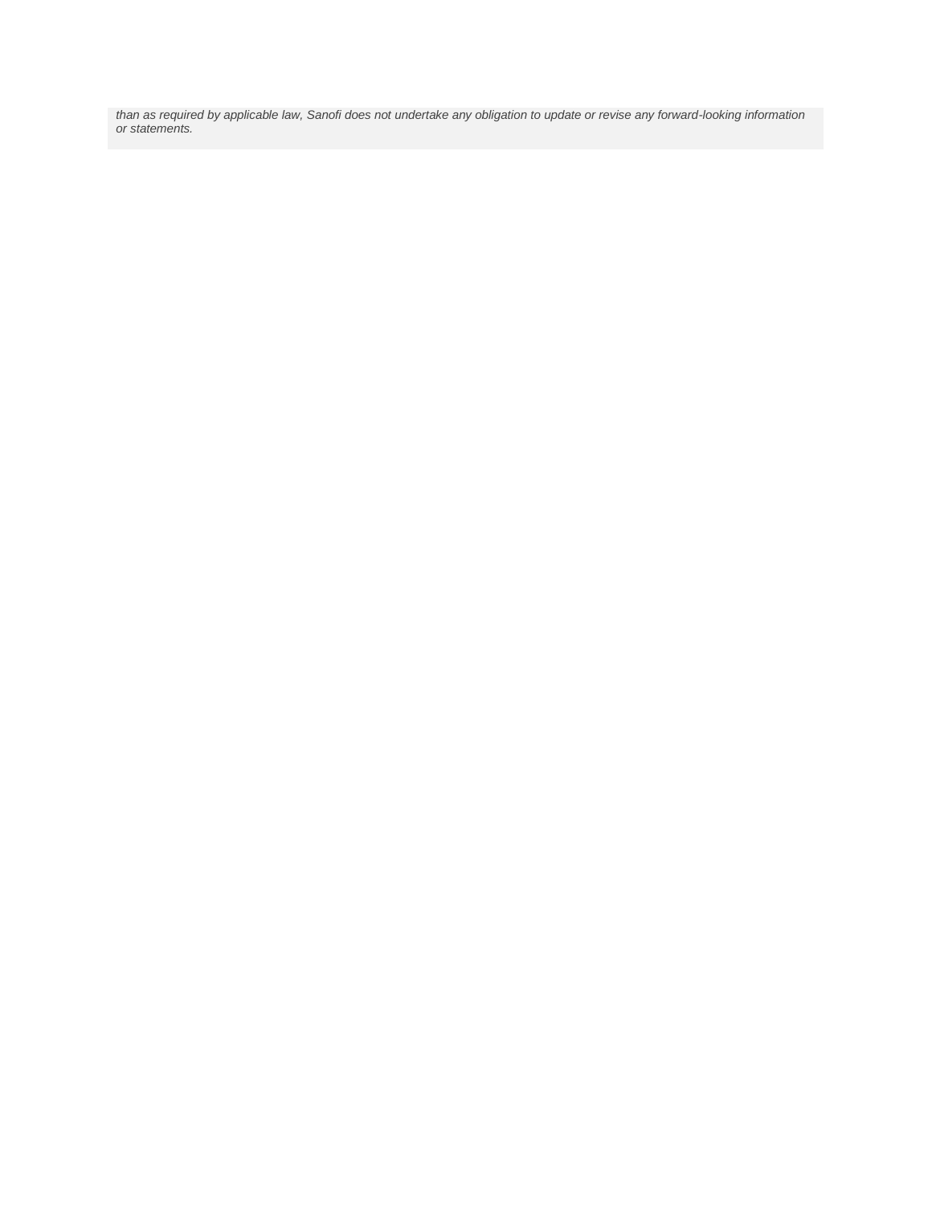*than as required by applicable law, Sanofi does not undertake any obligation to update or revise any forward-looking information or statements.*